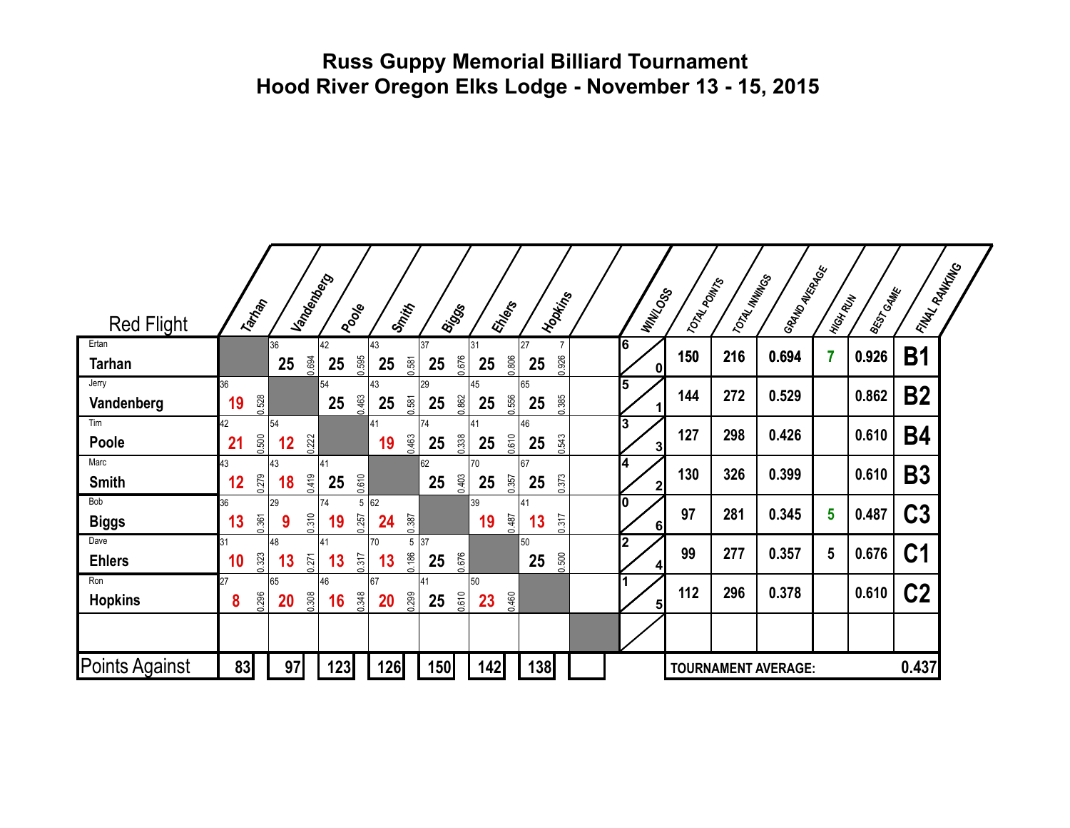# Russ Guppy Memorial Billiard Tournament
## Hood River Oregon Elks Lodge - November 13 - 15, 2015

| Red Flight | Tarhan | Vandenberg | Poole | Smith | Biggs | Ehlers | Hopkins | | WIN/LOSS | TOTAL POINTS | TOTAL INNINGS | GRAND AVERAGE | HIGH RUN | BEST GAME | FINAL RANKING |
|---|---|---|---|---|---|---|---|---|---|---|---|---|---|---|---|
| Ertan **Tarhan** | | 36 / **25** / 0.694 | 42 / **25** / 0.595 | 43 / **25** / 0.581 | 37 / **25** / 0.676 | 31 / **25** / 0.806 | 27 / 7 / **25** / 0.926 | | 6 / 0 | 150 | 216 | 0.694 | 7 | 0.926 | **B1** |
| Jerry **Vandenberg** | 36 / **19** / 0.528 | | 54 / **25** / 0.463 | 43 / **25** / 0.581 | 29 / **25** / 0.862 | 45 / **25** / 0.556 | 65 / **25** / 0.385 | | 5 / 1 | 144 | 272 | 0.529 | | 0.862 | **B2** |
| Tim **Poole** | 42 / **21** / 0.500 | 54 / **12** / 0.222 | | 41 / **19** / 0.463 | 74 / **25** / 0.338 | 41 / **25** / 0.610 | 46 / **25** / 0.543 | | 3 / 3 | 127 | 298 | 0.426 | | 0.610 | **B4** |
| Marc **Smith** | 43 / **12** / 0.279 | 43 / **18** / 0.419 | 41 / **25** / 0.610 | | 62 / **25** / 0.403 | 70 / **25** / 0.357 | 67 / **25** / 0.373 | | 4 / 2 | 130 | 326 | 0.399 | | 0.610 | **B3** |
| Bob **Biggs** | 36 / **13** / 0.361 | 29 / **9** / 0.310 | 74 / 5 / **19** / 0.257 | 62 / **24** / 0.387 | | 39 / **19** / 0.487 | 41 / **13** / 0.317 | | 0 / 6 | 97 | 281 | 0.345 | 5 | 0.487 | **C3** |
| Dave **Ehlers** | 31 / **10** / 0.323 | 48 / **13** / 0.271 | 41 / **13** / 0.317 | 70 / 5 / **13** / 0.186 | 37 / **25** / 0.676 | | 50 / **25** / 0.500 | | 2 / 4 | 99 | 277 | 0.357 | 5 | 0.676 | **C1** |
| Ron **Hopkins** | 27 / **8** / 0.296 | 65 / **20** / 0.308 | 46 / **16** / 0.348 | 67 / **20** / 0.299 | 41 / **25** / 0.610 | 50 / **23** / 0.460 | | | 1 / 5 | 112 | 296 | 0.378 | | 0.610 | **C2** |
| | | | | | | | | | | | | | | | |
| **Points Against** | 83 | 97 | 123 | 126 | 150 | 142 | 138 | | | **TOURNAMENT AVERAGE:** | | | | | 0.437 |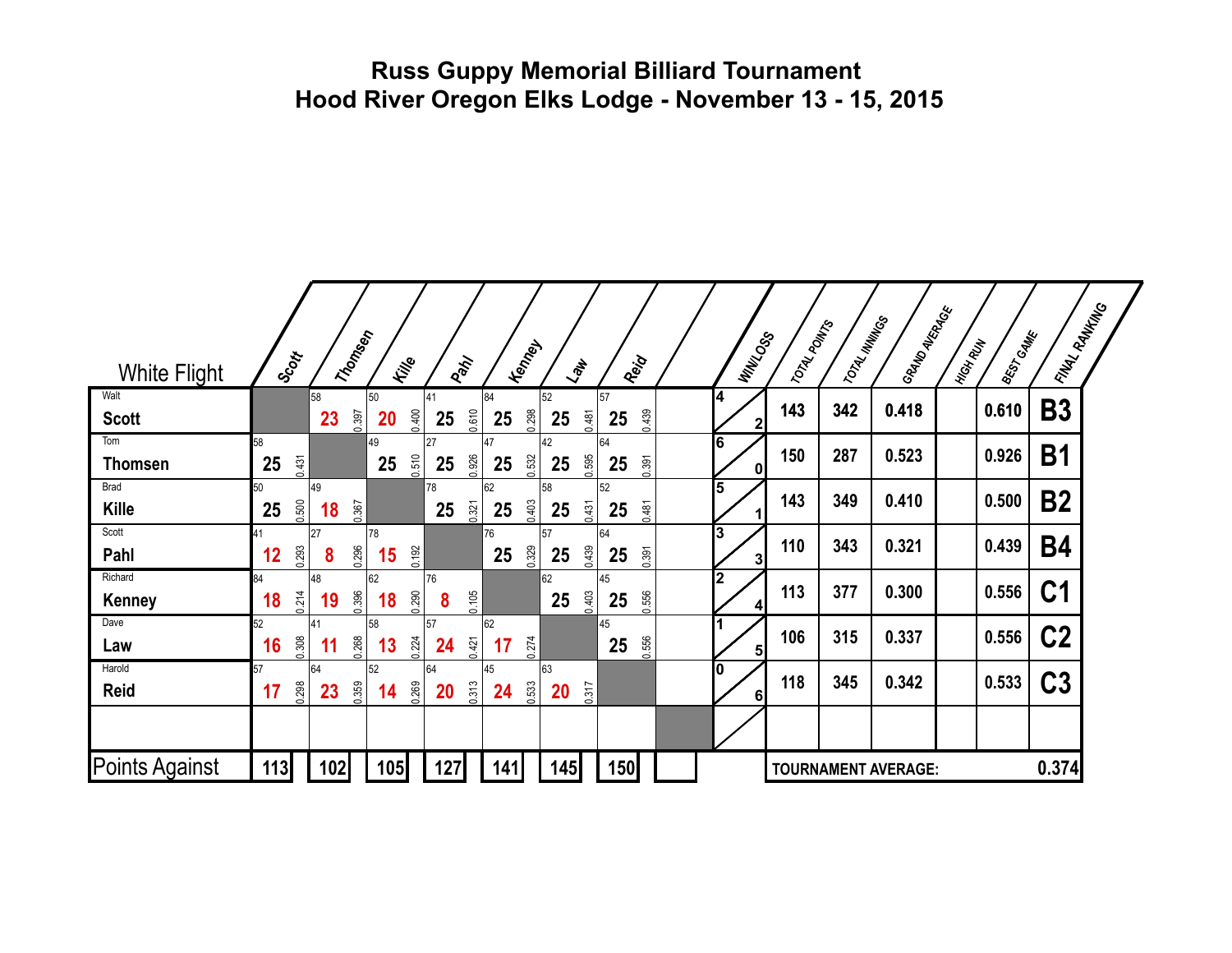# Russ Guppy Memorial Billiard Tournament
## Hood River Oregon Elks Lodge - November 13 - 15, 2015

| White Flight | Scott | Thomsen | Kille | Pahl | Kenney | Law | Reid | | WIN/LOSS | TOTAL POINTS | TOTAL INNINGS | GRAND AVERAGE | HIGH RUN | BEST GAME | FINAL RANKING |
|---|---|---|---|---|---|---|---|---|---|---|---|---|---|---|---|
| Walt **Scott** | | 58 / **23** / 0.397 | 50 / **20** / 0.400 | 41 / **25** / 0.610 | 84 / **25** / 0.298 | 52 / **25** / 0.481 | 57 / **25** / 0.439 | | 4 / 2 | 143 | 342 | 0.418 | | 0.610 | **B3** |
| Tom **Thomsen** | 58 / **25** / 0.431 | | 49 / **25** / 0.510 | 27 / **25** / 0.926 | 47 / **25** / 0.532 | 42 / **25** / 0.595 | 64 / **25** / 0.391 | | 6 / 0 | 150 | 287 | 0.523 | | 0.926 | **B1** |
| Brad **Kille** | 50 / **25** / 0.500 | 49 / **18** / 0.367 | | 78 / **25** / 0.321 | 62 / **25** / 0.403 | 58 / **25** / 0.431 | 52 / **25** / 0.481 | | 5 / 1 | 143 | 349 | 0.410 | | 0.500 | **B2** |
| Scott **Pahl** | 41 / **12** / 0.293 | 27 / **8** / 0.296 | 78 / **15** / 0.192 | | 76 / **25** / 0.329 | 57 / **25** / 0.439 | 64 / **25** / 0.391 | | 3 / 3 | 110 | 343 | 0.321 | | 0.439 | **B4** |
| Richard **Kenney** | 84 / **18** / 0.214 | 48 / **19** / 0.396 | 62 / **18** / 0.290 | 76 / **8** / 0.105 | | 62 / **25** / 0.403 | 45 / **25** / 0.556 | | 2 / 4 | 113 | 377 | 0.300 | | 0.556 | **C1** |
| Dave **Law** | 52 / **16** / 0.308 | 41 / **11** / 0.268 | 58 / **13** / 0.224 | 57 / **24** / 0.421 | 62 / **17** / 0.274 | | 45 / **25** / 0.556 | | 1 / 5 | 106 | 315 | 0.337 | | 0.556 | **C2** |
| Harold **Reid** | 57 / **17** / 0.298 | 64 / **23** / 0.359 | 52 / **14** / 0.269 | 64 / **20** / 0.313 | 45 / **24** / 0.533 | 63 / **20** / 0.317 | | | 0 / 6 | 118 | 345 | 0.342 | | 0.533 | **C3** |
| | | | | | | | | | | | | | | | |
| Points Against | 113 | 102 | 105 | 127 | 141 | 145 | 150 | | | TOURNAMENT AVERAGE: | | | | | 0.374 |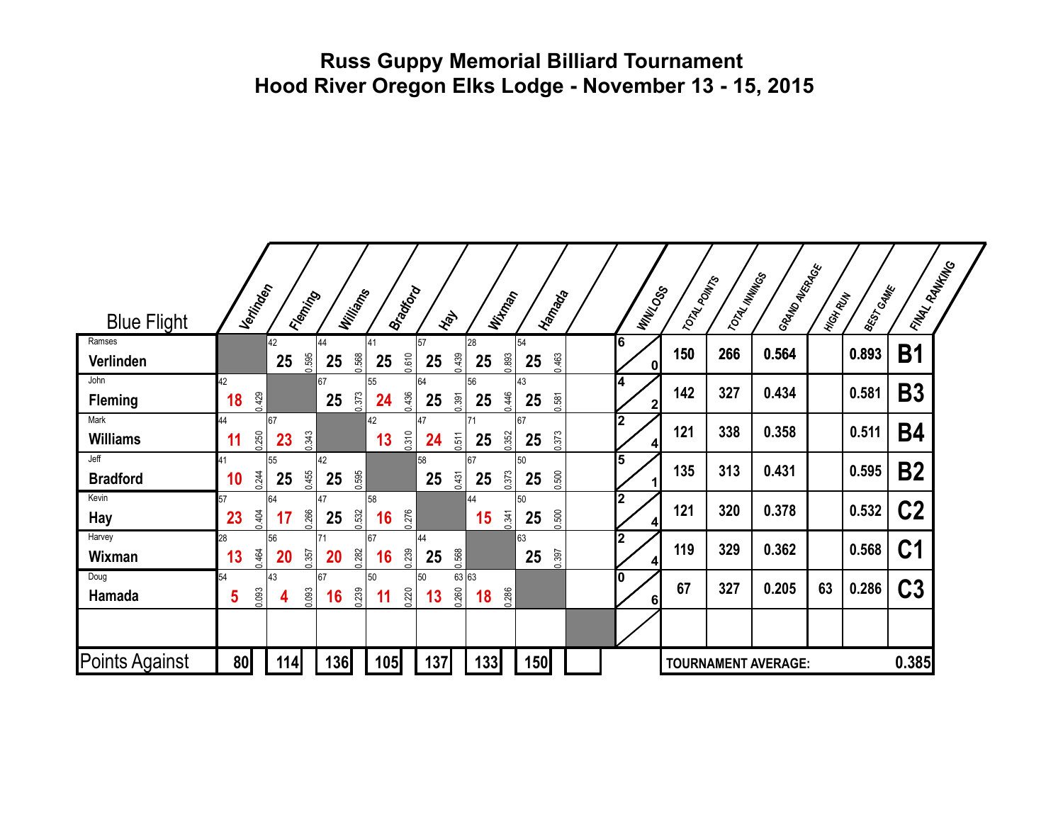# Russ Guppy Memorial Billiard Tournament
## Hood River Oregon Elks Lodge - November 13 - 15, 2015

| Blue Flight | Verlinden | Fleming | Williams | Bradford | Hay | Wixman | Hamada | | WIN/LOSS | TOTAL POINTS | TOTAL INNINGS | GRAND AVERAGE | HIGH RUN | BEST GAME | FINAL RANKING |
|---|---|---|---|---|---|---|---|---|---|---|---|---|---|---|---|
| Ramses **Verlinden** | | 42 **25** 0.595 | 44 **25** 0.568 | 41 **25** 0.610 | 57 **25** 0.439 | 28 **25** 0.893 | 54 **25** 0.463 | | 6 / 0 | 150 | 266 | 0.564 | | 0.893 | **B1** |
| John **Fleming** | 42 **18** 0.429 | | 67 **25** 0.373 | 55 **24** 0.436 | 64 **25** 0.391 | 56 **25** 0.446 | 43 **25** 0.581 | | 4 / 2 | 142 | 327 | 0.434 | | 0.581 | **B3** |
| Mark **Williams** | 44 **11** 0.250 | 67 **23** 0.343 | | 42 **13** 0.310 | 47 **24** 0.511 | 71 **25** 0.352 | 67 **25** 0.373 | | 2 / 4 | 121 | 338 | 0.358 | | 0.511 | **B4** |
| Jeff **Bradford** | 41 **10** 0.244 | 55 **25** 0.455 | 42 **25** 0.595 | | 58 **25** 0.431 | 67 **25** 0.373 | 50 **25** 0.500 | | 5 / 1 | 135 | 313 | 0.431 | | 0.595 | **B2** |
| Kevin **Hay** | 57 **23** 0.404 | 64 **17** 0.266 | 47 **25** 0.532 | 58 **16** 0.276 | | 44 **15** 0.341 | 50 **25** 0.500 | | 2 / 4 | 121 | 320 | 0.378 | | 0.532 | **C2** |
| Harvey **Wixman** | 28 **13** 0.464 | 56 **20** 0.357 | 71 **20** 0.282 | 67 **16** 0.239 | 44 **25** 0.568 | | 63 **25** 0.397 | | 2 / 4 | 119 | 329 | 0.362 | | 0.568 | **C1** |
| Doug **Hamada** | 54 **5** 0.093 | 43 **4** 0.093 | 67 **16** 0.239 | 50 **11** 0.220 | 50 63 **13** 0.260 | 63 **18** 0.286 | | | 0 / 6 | 67 | 327 | 0.205 | 63 | 0.286 | **C3** |
| | | | | | | | | | | | | | | | |
| Points Against | 80 | 114 | 136 | 105 | 137 | 133 | 150 | | | TOURNAMENT AVERAGE: | | | | | 0.385 |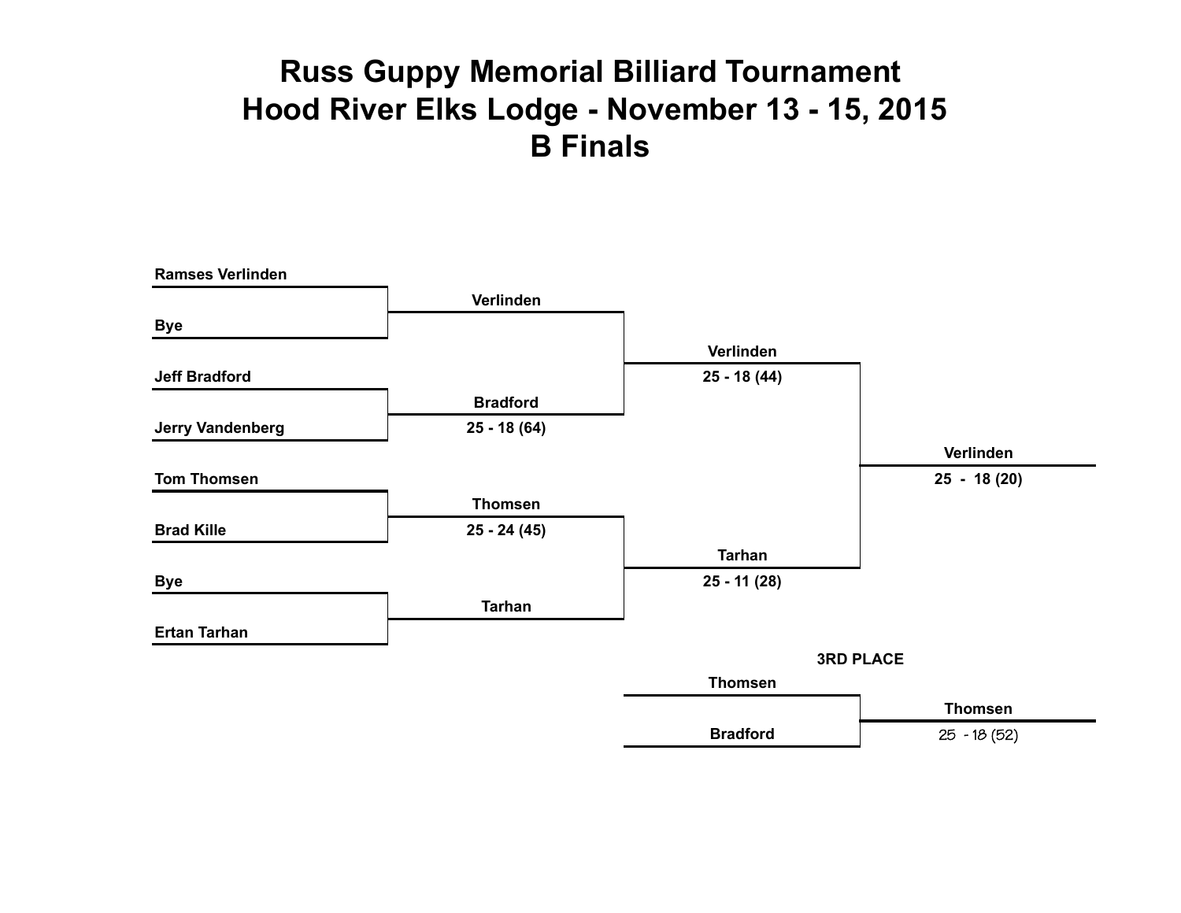# Russ Guppy Memorial Billiard Tournament
# Hood River Elks Lodge - November 13 - 15, 2015
# B Finals

**Round 1**

| Player | Player | Winner | Score |
|---|---|---|---|
| Ramses Verlinden | Bye | Verlinden | |
| Jeff Bradford | Jerry Vandenberg | Bradford | 25 - 18 (64) |
| Tom Thomsen | Brad Kille | Thomsen | 25 - 24 (45) |
| Bye | Ertan Tarhan | Tarhan | |

**Semifinals**

| Match | Winner | Score |
|---|---|---|
| Verlinden vs. Bradford | Verlinden | 25 - 18 (44) |
| Thomsen vs. Tarhan | Tarhan | 25 - 11 (28) |

**Final**

| Match | Winner | Score |
|---|---|---|
| Verlinden vs. Tarhan | Verlinden | 25 - 18 (20) |

**3RD PLACE**

| Match | Winner | Score |
|---|---|---|
| Thomsen vs. Bradford | Thomsen | 25 - 18 (52) |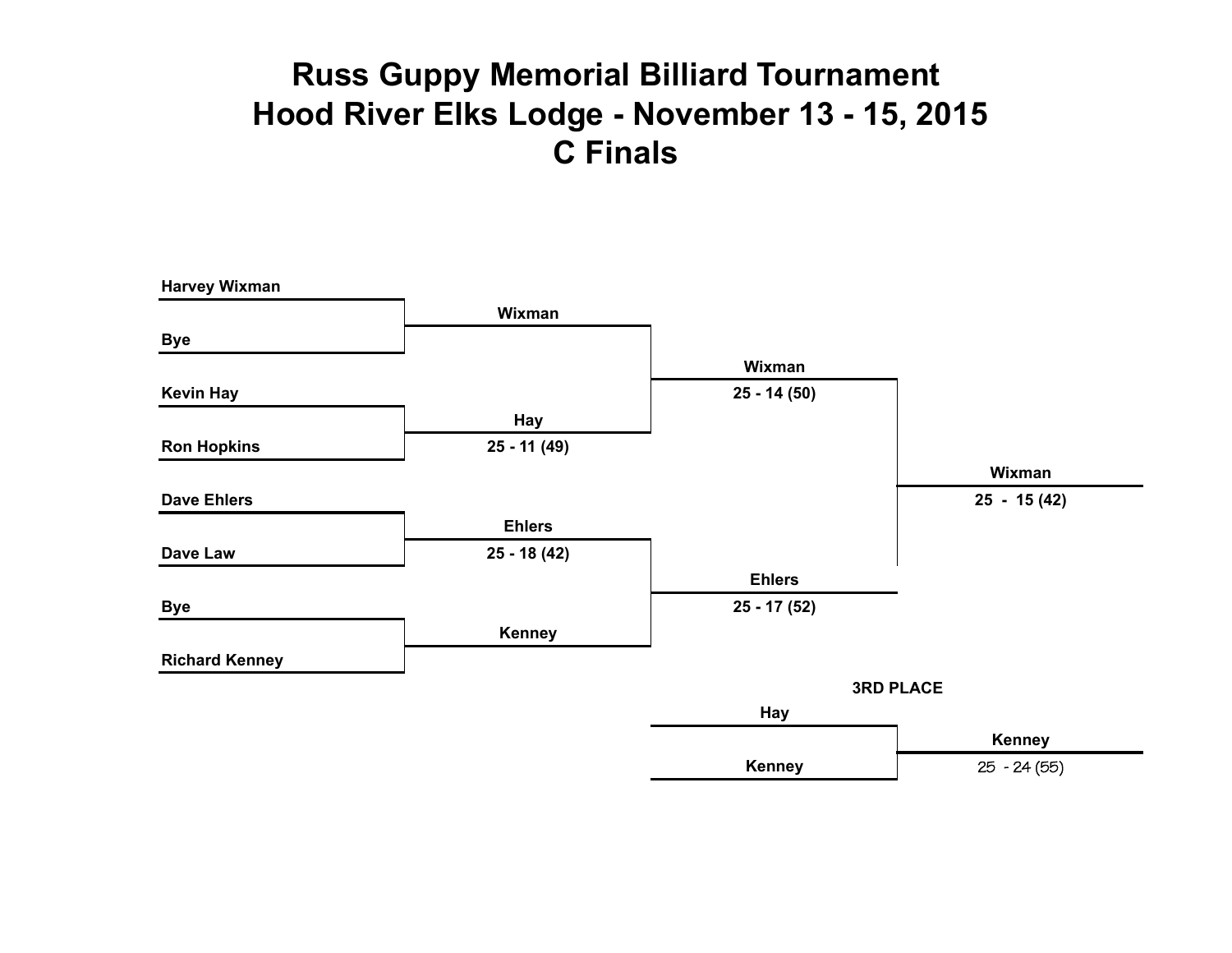# Russ Guppy Memorial Billiard Tournament
# Hood River Elks Lodge - November 13 - 15, 2015
# C Finals

**Harvey Wixman**

**Bye**

**Wixman**

**Kevin Hay**

**Ron Hopkins**

**Hay**
**25 - 11 (49)**

**Wixman**
**25 - 14 (50)**

**Dave Ehlers**

**Dave Law**

**Ehlers**
**25 - 18 (42)**

**Bye**

**Richard Kenney**

**Kenney**

**Ehlers**
**25 - 17 (52)**

**Wixman**
**25 - 15 (42)**

**3RD PLACE**

**Hay**

**Kenney**

**Kenney**
25 - 24 (55)